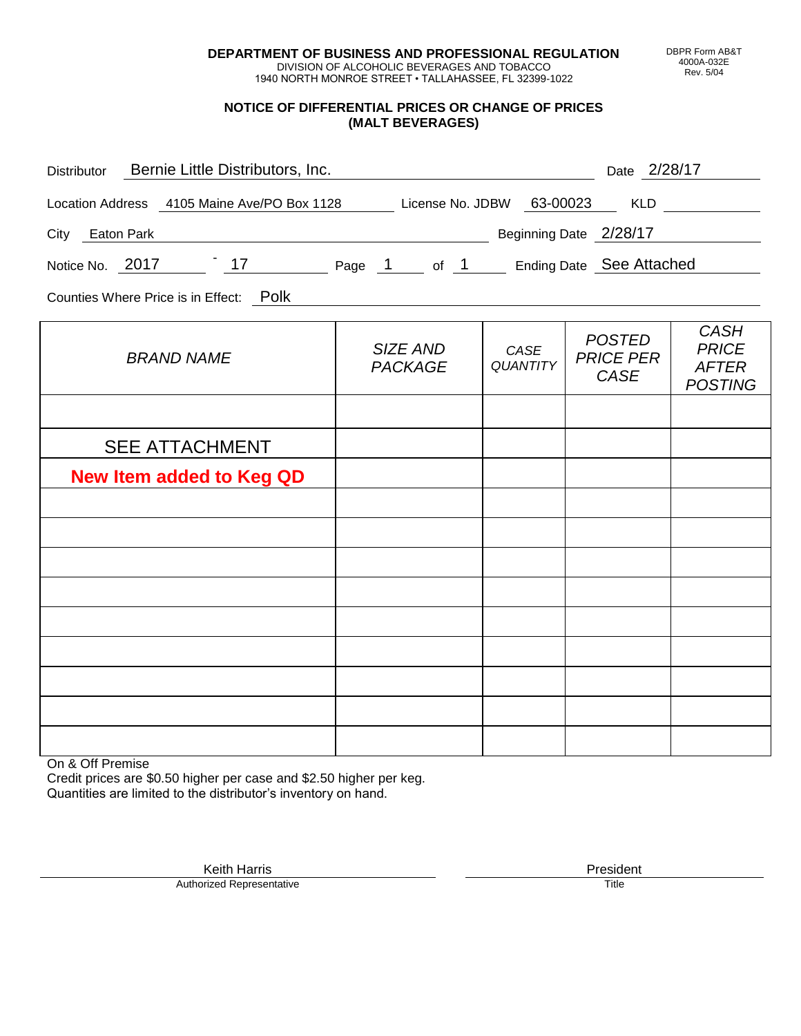**DEPARTMENT OF BUSINESS AND PROFESSIONAL REGULATION**
DIVISION OF ALCOHOLIC BEVERAGES AND TOBACCO
1940 NORTH MONROE STREET • TALLAHASSEE, FL 32399-1022

DBPR Form AB&T
4000A-032E
Rev. 5/04

## NOTICE OF DIFFERENTIAL PRICES OR CHANGE OF PRICES (MALT BEVERAGES)

Distributor: Bernie Little Distributors, Inc. Date: 2/28/17

Location Address: 4105 Maine Ave/PO Box 1128 License No. JDBW: 63-00023 KLD: 

City: Eaton Park Beginning Date: 2/28/17

Notice No. 2017 - 17 Page 1 of 1 Ending Date: See Attached

Counties Where Price is in Effect: Polk

| BRAND NAME | SIZE AND PACKAGE | CASE QUANTITY | POSTED PRICE PER CASE | CASH PRICE AFTER POSTING |
|---|---|---|---|---|
| | | | | |
| SEE ATTACHMENT | | | | |
| **New Item added to Keg QD** | | | | |
| | | | | |
| | | | | |
| | | | | |
| | | | | |
| | | | | |
| | | | | |
| | | | | |
| | | | | |
| | | | | |

On & Off Premise
Credit prices are $0.50 higher per case and $2.50 higher per keg.
Quantities are limited to the distributor's inventory on hand.

Keith Harris
Authorized Representative

President
Title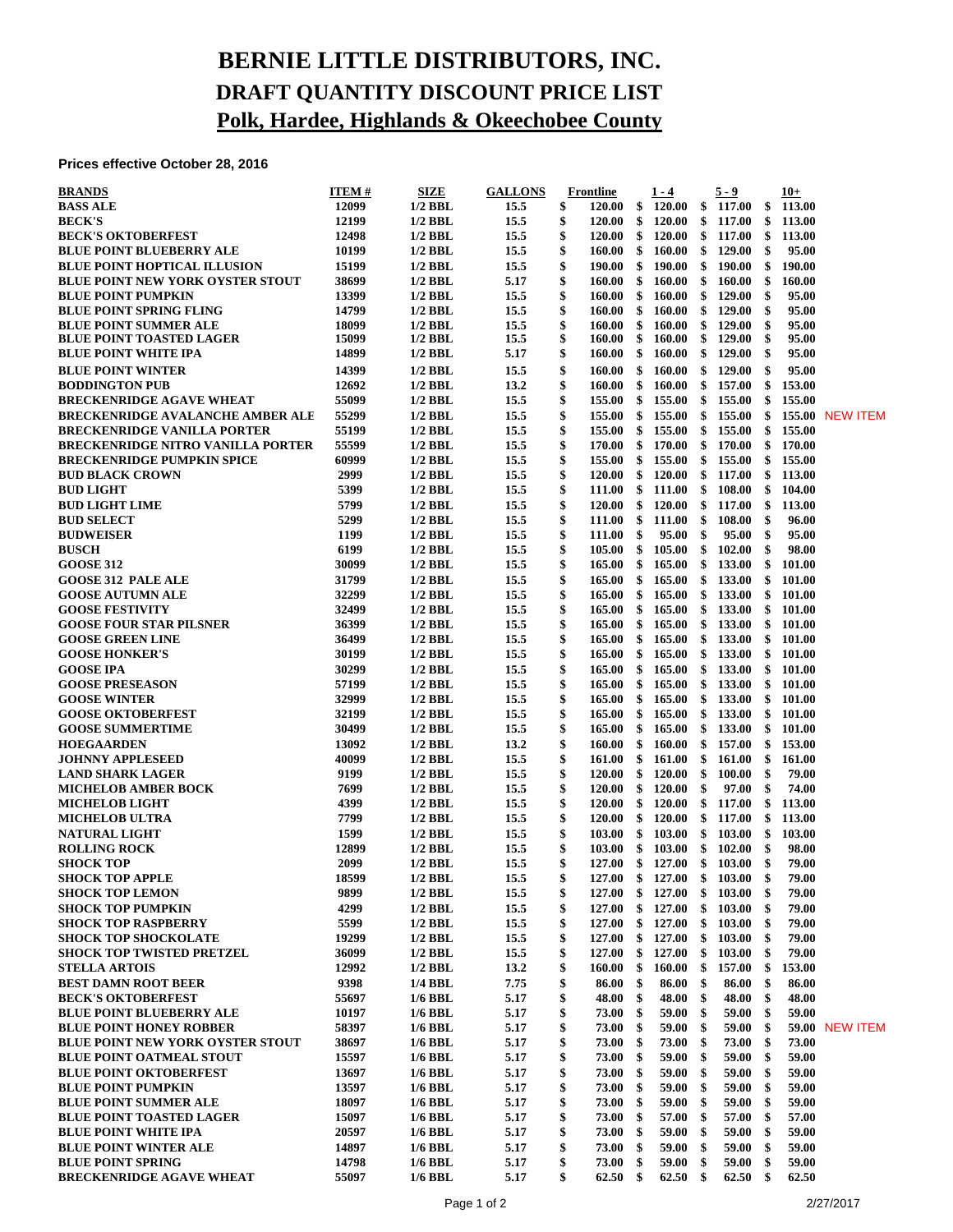# BERNIE LITTLE DISTRIBUTORS, INC.
## DRAFT QUANTITY DISCOUNT PRICE LIST
## Polk, Hardee, Highlands & Okeechobee County

**Prices effective October 28, 2016**

| BRANDS | ITEM # | SIZE | GALLONS | Frontline | 1 - 4 | 5 - 9 | 10+ | |
|---|---|---|---|---|---|---|---|---|
| BASS ALE | 12099 | 1/2 BBL | 15.5 | $ 120.00 | $ 120.00 | $ 117.00 | $ 113.00 | |
| BECK'S | 12199 | 1/2 BBL | 15.5 | $ 120.00 | $ 120.00 | $ 117.00 | $ 113.00 | |
| BECK'S OKTOBERFEST | 12498 | 1/2 BBL | 15.5 | $ 120.00 | $ 120.00 | $ 117.00 | $ 113.00 | |
| BLUE POINT BLUEBERRY ALE | 10199 | 1/2 BBL | 15.5 | $ 160.00 | $ 160.00 | $ 129.00 | $ 95.00 | |
| BLUE POINT HOPTICAL ILLUSION | 15199 | 1/2 BBL | 15.5 | $ 190.00 | $ 190.00 | $ 190.00 | $ 190.00 | |
| BLUE POINT NEW YORK OYSTER STOUT | 38699 | 1/2 BBL | 5.17 | $ 160.00 | $ 160.00 | $ 160.00 | $ 160.00 | |
| BLUE POINT PUMPKIN | 13399 | 1/2 BBL | 15.5 | $ 160.00 | $ 160.00 | $ 129.00 | $ 95.00 | |
| BLUE POINT SPRING FLING | 14799 | 1/2 BBL | 15.5 | $ 160.00 | $ 160.00 | $ 129.00 | $ 95.00 | |
| BLUE POINT SUMMER ALE | 18099 | 1/2 BBL | 15.5 | $ 160.00 | $ 160.00 | $ 129.00 | $ 95.00 | |
| BLUE POINT TOASTED LAGER | 15099 | 1/2 BBL | 15.5 | $ 160.00 | $ 160.00 | $ 129.00 | $ 95.00 | |
| BLUE POINT WHITE IPA | 14899 | 1/2 BBL | 5.17 | $ 160.00 | $ 160.00 | $ 129.00 | $ 95.00 | |
| BLUE POINT WINTER | 14399 | 1/2 BBL | 15.5 | $ 160.00 | $ 160.00 | $ 129.00 | $ 95.00 | |
| BODDINGTON PUB | 12692 | 1/2 BBL | 13.2 | $ 160.00 | $ 160.00 | $ 157.00 | $ 153.00 | |
| BRECKENRIDGE AGAVE WHEAT | 55099 | 1/2 BBL | 15.5 | $ 155.00 | $ 155.00 | $ 155.00 | $ 155.00 | |
| BRECKENRIDGE AVALANCHE AMBER ALE | 55299 | 1/2 BBL | 15.5 | $ 155.00 | $ 155.00 | $ 155.00 | $ 155.00 | NEW ITEM |
| BRECKENRIDGE VANILLA PORTER | 55199 | 1/2 BBL | 15.5 | $ 155.00 | $ 155.00 | $ 155.00 | $ 155.00 | |
| BRECKENRIDGE NITRO VANILLA PORTER | 55599 | 1/2 BBL | 15.5 | $ 170.00 | $ 170.00 | $ 170.00 | $ 170.00 | |
| BRECKENRIDGE PUMPKIN SPICE | 60999 | 1/2 BBL | 15.5 | $ 155.00 | $ 155.00 | $ 155.00 | $ 155.00 | |
| BUD BLACK CROWN | 2999 | 1/2 BBL | 15.5 | $ 120.00 | $ 120.00 | $ 117.00 | $ 113.00 | |
| BUD LIGHT | 5399 | 1/2 BBL | 15.5 | $ 111.00 | $ 111.00 | $ 108.00 | $ 104.00 | |
| BUD LIGHT LIME | 5799 | 1/2 BBL | 15.5 | $ 120.00 | $ 120.00 | $ 117.00 | $ 113.00 | |
| BUD SELECT | 5299 | 1/2 BBL | 15.5 | $ 111.00 | $ 111.00 | $ 108.00 | $ 96.00 | |
| BUDWEISER | 1199 | 1/2 BBL | 15.5 | $ 111.00 | $ 95.00 | $ 95.00 | $ 95.00 | |
| BUSCH | 6199 | 1/2 BBL | 15.5 | $ 105.00 | $ 105.00 | $ 102.00 | $ 98.00 | |
| GOOSE 312 | 30099 | 1/2 BBL | 15.5 | $ 165.00 | $ 165.00 | $ 133.00 | $ 101.00 | |
| GOOSE 312 PALE ALE | 31799 | 1/2 BBL | 15.5 | $ 165.00 | $ 165.00 | $ 133.00 | $ 101.00 | |
| GOOSE AUTUMN ALE | 32299 | 1/2 BBL | 15.5 | $ 165.00 | $ 165.00 | $ 133.00 | $ 101.00 | |
| GOOSE FESTIVITY | 32499 | 1/2 BBL | 15.5 | $ 165.00 | $ 165.00 | $ 133.00 | $ 101.00 | |
| GOOSE FOUR STAR PILSNER | 36399 | 1/2 BBL | 15.5 | $ 165.00 | $ 165.00 | $ 133.00 | $ 101.00 | |
| GOOSE GREEN LINE | 36499 | 1/2 BBL | 15.5 | $ 165.00 | $ 165.00 | $ 133.00 | $ 101.00 | |
| GOOSE HONKER'S | 30199 | 1/2 BBL | 15.5 | $ 165.00 | $ 165.00 | $ 133.00 | $ 101.00 | |
| GOOSE IPA | 30299 | 1/2 BBL | 15.5 | $ 165.00 | $ 165.00 | $ 133.00 | $ 101.00 | |
| GOOSE PRESEASON | 57199 | 1/2 BBL | 15.5 | $ 165.00 | $ 165.00 | $ 133.00 | $ 101.00 | |
| GOOSE WINTER | 32999 | 1/2 BBL | 15.5 | $ 165.00 | $ 165.00 | $ 133.00 | $ 101.00 | |
| GOOSE OKTOBERFEST | 32199 | 1/2 BBL | 15.5 | $ 165.00 | $ 165.00 | $ 133.00 | $ 101.00 | |
| GOOSE SUMMERTIME | 30499 | 1/2 BBL | 15.5 | $ 165.00 | $ 165.00 | $ 133.00 | $ 101.00 | |
| HOEGAARDEN | 13092 | 1/2 BBL | 13.2 | $ 160.00 | $ 160.00 | $ 157.00 | $ 153.00 | |
| JOHNNY APPLESEED | 40099 | 1/2 BBL | 15.5 | $ 161.00 | $ 161.00 | $ 161.00 | $ 161.00 | |
| LAND SHARK LAGER | 9199 | 1/2 BBL | 15.5 | $ 120.00 | $ 120.00 | $ 100.00 | $ 79.00 | |
| MICHELOB AMBER BOCK | 7699 | 1/2 BBL | 15.5 | $ 120.00 | $ 120.00 | $ 97.00 | $ 74.00 | |
| MICHELOB LIGHT | 4399 | 1/2 BBL | 15.5 | $ 120.00 | $ 120.00 | $ 117.00 | $ 113.00 | |
| MICHELOB ULTRA | 7799 | 1/2 BBL | 15.5 | $ 120.00 | $ 120.00 | $ 117.00 | $ 113.00 | |
| NATURAL LIGHT | 1599 | 1/2 BBL | 15.5 | $ 103.00 | $ 103.00 | $ 103.00 | $ 103.00 | |
| ROLLING ROCK | 12899 | 1/2 BBL | 15.5 | $ 103.00 | $ 103.00 | $ 102.00 | $ 98.00 | |
| SHOCK TOP | 2099 | 1/2 BBL | 15.5 | $ 127.00 | $ 127.00 | $ 103.00 | $ 79.00 | |
| SHOCK TOP APPLE | 18599 | 1/2 BBL | 15.5 | $ 127.00 | $ 127.00 | $ 103.00 | $ 79.00 | |
| SHOCK TOP LEMON | 9899 | 1/2 BBL | 15.5 | $ 127.00 | $ 127.00 | $ 103.00 | $ 79.00 | |
| SHOCK TOP PUMPKIN | 4299 | 1/2 BBL | 15.5 | $ 127.00 | $ 127.00 | $ 103.00 | $ 79.00 | |
| SHOCK TOP RASPBERRY | 5599 | 1/2 BBL | 15.5 | $ 127.00 | $ 127.00 | $ 103.00 | $ 79.00 | |
| SHOCK TOP SHOCKOLATE | 19299 | 1/2 BBL | 15.5 | $ 127.00 | $ 127.00 | $ 103.00 | $ 79.00 | |
| SHOCK TOP TWISTED PRETZEL | 36099 | 1/2 BBL | 15.5 | $ 127.00 | $ 127.00 | $ 103.00 | $ 79.00 | |
| STELLA ARTOIS | 12992 | 1/2 BBL | 13.2 | $ 160.00 | $ 160.00 | $ 157.00 | $ 153.00 | |
| BEST DAMN ROOT BEER | 9398 | 1/4 BBL | 7.75 | $ 86.00 | $ 86.00 | $ 86.00 | $ 86.00 | |
| BECK'S OKTOBERFEST | 55697 | 1/6 BBL | 5.17 | $ 48.00 | $ 48.00 | $ 48.00 | $ 48.00 | |
| BLUE POINT BLUEBERRY ALE | 10197 | 1/6 BBL | 5.17 | $ 73.00 | $ 59.00 | $ 59.00 | $ 59.00 | |
| BLUE POINT HONEY ROBBER | 58397 | 1/6 BBL | 5.17 | $ 73.00 | $ 59.00 | $ 59.00 | $ 59.00 | NEW ITEM |
| BLUE POINT NEW YORK OYSTER STOUT | 38697 | 1/6 BBL | 5.17 | $ 73.00 | $ 73.00 | $ 73.00 | $ 73.00 | |
| BLUE POINT OATMEAL STOUT | 15597 | 1/6 BBL | 5.17 | $ 73.00 | $ 59.00 | $ 59.00 | $ 59.00 | |
| BLUE POINT OKTOBERFEST | 13697 | 1/6 BBL | 5.17 | $ 73.00 | $ 59.00 | $ 59.00 | $ 59.00 | |
| BLUE POINT PUMPKIN | 13597 | 1/6 BBL | 5.17 | $ 73.00 | $ 59.00 | $ 59.00 | $ 59.00 | |
| BLUE POINT SUMMER ALE | 18097 | 1/6 BBL | 5.17 | $ 73.00 | $ 59.00 | $ 59.00 | $ 59.00 | |
| BLUE POINT TOASTED LAGER | 15097 | 1/6 BBL | 5.17 | $ 73.00 | $ 57.00 | $ 57.00 | $ 57.00 | |
| BLUE POINT WHITE IPA | 20597 | 1/6 BBL | 5.17 | $ 73.00 | $ 59.00 | $ 59.00 | $ 59.00 | |
| BLUE POINT WINTER ALE | 14897 | 1/6 BBL | 5.17 | $ 73.00 | $ 59.00 | $ 59.00 | $ 59.00 | |
| BLUE POINT SPRING | 14798 | 1/6 BBL | 5.17 | $ 73.00 | $ 59.00 | $ 59.00 | $ 59.00 | |
| BRECKENRIDGE AGAVE WHEAT | 55097 | 1/6 BBL | 5.17 | $ 62.50 | $ 62.50 | $ 62.50 | $ 62.50 | |

2/27/2017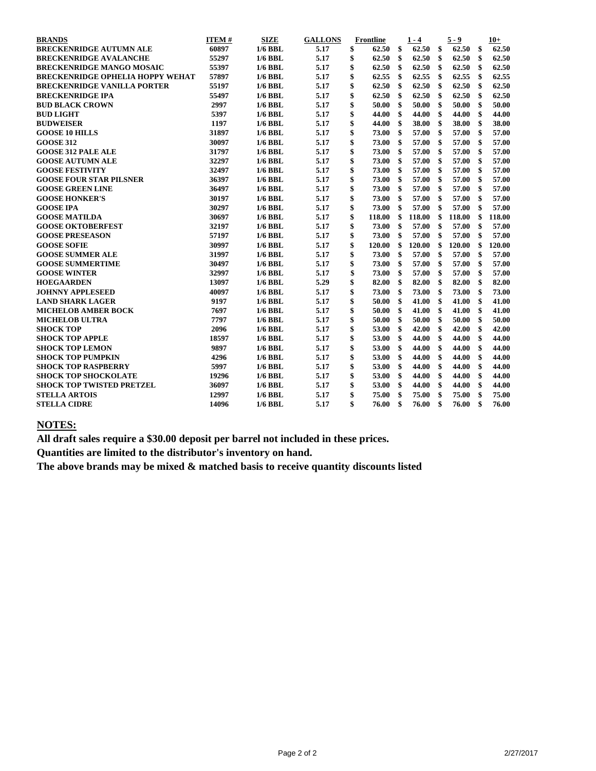| BRANDS | ITEM # | SIZE | GALLONS | Frontline | 1 - 4 | 5 - 9 | 10+ |
|---|---|---|---|---|---|---|---|
| BRECKENRIDGE AUTUMN ALE | 60897 | 1/6 BBL | 5.17 | $ 62.50 | $ 62.50 | $ 62.50 | $ 62.50 |
| BRECKENRIDGE AVALANCHE | 55297 | 1/6 BBL | 5.17 | $ 62.50 | $ 62.50 | $ 62.50 | $ 62.50 |
| BRECKENRIDGE MANGO MOSAIC | 55397 | 1/6 BBL | 5.17 | $ 62.50 | $ 62.50 | $ 62.50 | $ 62.50 |
| BRECKENRIDGE OPHELIA HOPPY WEHAT | 57897 | 1/6 BBL | 5.17 | $ 62.55 | $ 62.55 | $ 62.55 | $ 62.55 |
| BRECKENRIDGE VANILLA PORTER | 55197 | 1/6 BBL | 5.17 | $ 62.50 | $ 62.50 | $ 62.50 | $ 62.50 |
| BRECKENRIDGE IPA | 55497 | 1/6 BBL | 5.17 | $ 62.50 | $ 62.50 | $ 62.50 | $ 62.50 |
| BUD BLACK CROWN | 2997 | 1/6 BBL | 5.17 | $ 50.00 | $ 50.00 | $ 50.00 | $ 50.00 |
| BUD LIGHT | 5397 | 1/6 BBL | 5.17 | $ 44.00 | $ 44.00 | $ 44.00 | $ 44.00 |
| BUDWEISER | 1197 | 1/6 BBL | 5.17 | $ 44.00 | $ 38.00 | $ 38.00 | $ 38.00 |
| GOOSE 10 HILLS | 31897 | 1/6 BBL | 5.17 | $ 73.00 | $ 57.00 | $ 57.00 | $ 57.00 |
| GOOSE 312 | 30097 | 1/6 BBL | 5.17 | $ 73.00 | $ 57.00 | $ 57.00 | $ 57.00 |
| GOOSE 312 PALE ALE | 31797 | 1/6 BBL | 5.17 | $ 73.00 | $ 57.00 | $ 57.00 | $ 57.00 |
| GOOSE AUTUMN ALE | 32297 | 1/6 BBL | 5.17 | $ 73.00 | $ 57.00 | $ 57.00 | $ 57.00 |
| GOOSE FESTIVITY | 32497 | 1/6 BBL | 5.17 | $ 73.00 | $ 57.00 | $ 57.00 | $ 57.00 |
| GOOSE FOUR STAR PILSNER | 36397 | 1/6 BBL | 5.17 | $ 73.00 | $ 57.00 | $ 57.00 | $ 57.00 |
| GOOSE GREEN LINE | 36497 | 1/6 BBL | 5.17 | $ 73.00 | $ 57.00 | $ 57.00 | $ 57.00 |
| GOOSE HONKER'S | 30197 | 1/6 BBL | 5.17 | $ 73.00 | $ 57.00 | $ 57.00 | $ 57.00 |
| GOOSE IPA | 30297 | 1/6 BBL | 5.17 | $ 73.00 | $ 57.00 | $ 57.00 | $ 57.00 |
| GOOSE MATILDA | 30697 | 1/6 BBL | 5.17 | $ 118.00 | $ 118.00 | $ 118.00 | $ 118.00 |
| GOOSE OKTOBERFEST | 32197 | 1/6 BBL | 5.17 | $ 73.00 | $ 57.00 | $ 57.00 | $ 57.00 |
| GOOSE PRESEASON | 57197 | 1/6 BBL | 5.17 | $ 73.00 | $ 57.00 | $ 57.00 | $ 57.00 |
| GOOSE SOFIE | 30997 | 1/6 BBL | 5.17 | $ 120.00 | $ 120.00 | $ 120.00 | $ 120.00 |
| GOOSE SUMMER ALE | 31997 | 1/6 BBL | 5.17 | $ 73.00 | $ 57.00 | $ 57.00 | $ 57.00 |
| GOOSE SUMMERTIME | 30497 | 1/6 BBL | 5.17 | $ 73.00 | $ 57.00 | $ 57.00 | $ 57.00 |
| GOOSE WINTER | 32997 | 1/6 BBL | 5.17 | $ 73.00 | $ 57.00 | $ 57.00 | $ 57.00 |
| HOEGAARDEN | 13097 | 1/6 BBL | 5.29 | $ 82.00 | $ 82.00 | $ 82.00 | $ 82.00 |
| JOHNNY APPLESEED | 40097 | 1/6 BBL | 5.17 | $ 73.00 | $ 73.00 | $ 73.00 | $ 73.00 |
| LAND SHARK LAGER | 9197 | 1/6 BBL | 5.17 | $ 50.00 | $ 41.00 | $ 41.00 | $ 41.00 |
| MICHELOB AMBER BOCK | 7697 | 1/6 BBL | 5.17 | $ 50.00 | $ 41.00 | $ 41.00 | $ 41.00 |
| MICHELOB ULTRA | 7797 | 1/6 BBL | 5.17 | $ 50.00 | $ 50.00 | $ 50.00 | $ 50.00 |
| SHOCK TOP | 2096 | 1/6 BBL | 5.17 | $ 53.00 | $ 42.00 | $ 42.00 | $ 42.00 |
| SHOCK TOP APPLE | 18597 | 1/6 BBL | 5.17 | $ 53.00 | $ 44.00 | $ 44.00 | $ 44.00 |
| SHOCK TOP LEMON | 9897 | 1/6 BBL | 5.17 | $ 53.00 | $ 44.00 | $ 44.00 | $ 44.00 |
| SHOCK TOP PUMPKIN | 4296 | 1/6 BBL | 5.17 | $ 53.00 | $ 44.00 | $ 44.00 | $ 44.00 |
| SHOCK TOP RASPBERRY | 5997 | 1/6 BBL | 5.17 | $ 53.00 | $ 44.00 | $ 44.00 | $ 44.00 |
| SHOCK TOP SHOCKOLATE | 19296 | 1/6 BBL | 5.17 | $ 53.00 | $ 44.00 | $ 44.00 | $ 44.00 |
| SHOCK TOP TWISTED PRETZEL | 36097 | 1/6 BBL | 5.17 | $ 53.00 | $ 44.00 | $ 44.00 | $ 44.00 |
| STELLA ARTOIS | 12997 | 1/6 BBL | 5.17 | $ 75.00 | $ 75.00 | $ 75.00 | $ 75.00 |
| STELLA CIDRE | 14096 | 1/6 BBL | 5.17 | $ 76.00 | $ 76.00 | $ 76.00 | $ 76.00 |

**NOTES:**

**All draft sales require a $30.00 deposit per barrel not included in these prices.**

**Quantities are limited to the distributor's inventory on hand.**

**The above brands may be mixed & matched basis to receive quantity discounts listed**